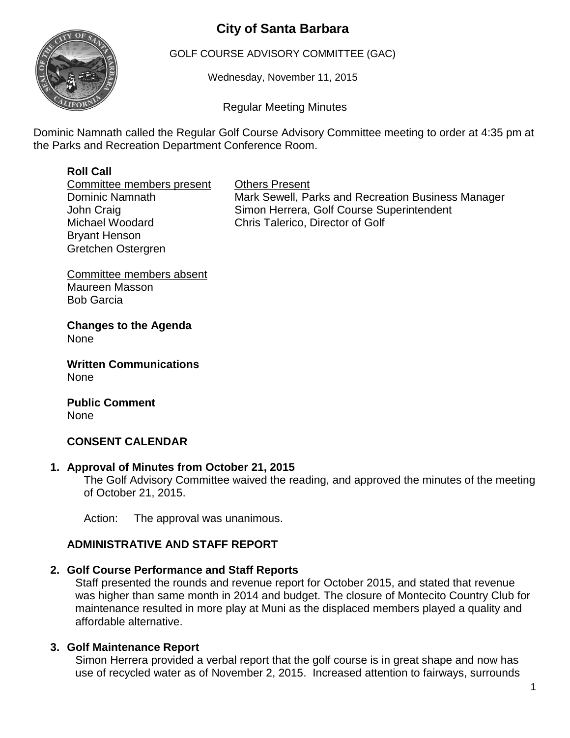# City of Santa Barbara

GOLF COURSE ADVISORY COMMITTEE (GAC)

Wednesday, November 11, 2015

Regular Meeting Minutes

Dominic Namnath called the Regular Golf Course Advisory Committee meeting to order at 4:35 pm at the Parks and Recreation Department Conference Room.

**Roll Call**

Committee members present
Dominic Namnath
John Craig
Michael Woodard
Bryant Henson
Gretchen Ostergren

Others Present
Mark Sewell, Parks and Recreation Business Manager
Simon Herrera, Golf Course Superintendent
Chris Talerico, Director of Golf

Committee members absent
Maureen Masson
Bob Garcia

**Changes to the Agenda**
None

**Written Communications**
None

**Public Comment**
None

**CONSENT CALENDAR**

**1. Approval of Minutes from October 21, 2015**

The Golf Advisory Committee waived the reading, and approved the minutes of the meeting of October 21, 2015.

Action: The approval was unanimous.

**ADMINISTRATIVE AND STAFF REPORT**

**2. Golf Course Performance and Staff Reports**

Staff presented the rounds and revenue report for October 2015, and stated that revenue was higher than same month in 2014 and budget. The closure of Montecito Country Club for maintenance resulted in more play at Muni as the displaced members played a quality and affordable alternative.

**3. Golf Maintenance Report**

Simon Herrera provided a verbal report that the golf course is in great shape and now has use of recycled water as of November 2, 2015. Increased attention to fairways, surrounds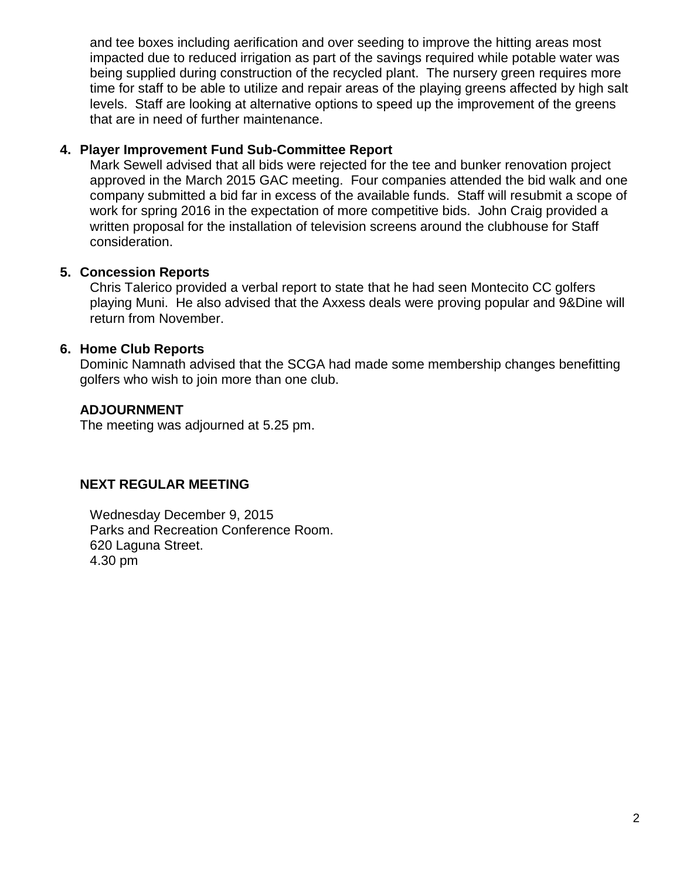and tee boxes including aerification and over seeding to improve the hitting areas most impacted due to reduced irrigation as part of the savings required while potable water was being supplied during construction of the recycled plant. The nursery green requires more time for staff to be able to utilize and repair areas of the playing greens affected by high salt levels. Staff are looking at alternative options to speed up the improvement of the greens that are in need of further maintenance.

4. **Player Improvement Fund Sub-Committee Report**

   Mark Sewell advised that all bids were rejected for the tee and bunker renovation project approved in the March 2015 GAC meeting. Four companies attended the bid walk and one company submitted a bid far in excess of the available funds. Staff will resubmit a scope of work for spring 2016 in the expectation of more competitive bids. John Craig provided a written proposal for the installation of television screens around the clubhouse for Staff consideration.

5. **Concession Reports**

   Chris Talerico provided a verbal report to state that he had seen Montecito CC golfers playing Muni. He also advised that the Axxess deals were proving popular and 9&Dine will return from November.

6. **Home Club Reports**

   Dominic Namnath advised that the SCGA had made some membership changes benefitting golfers who wish to join more than one club.

**ADJOURNMENT**

The meeting was adjourned at 5.25 pm.

**NEXT REGULAR MEETING**

Wednesday December 9, 2015
Parks and Recreation Conference Room.
620 Laguna Street.
4.30 pm